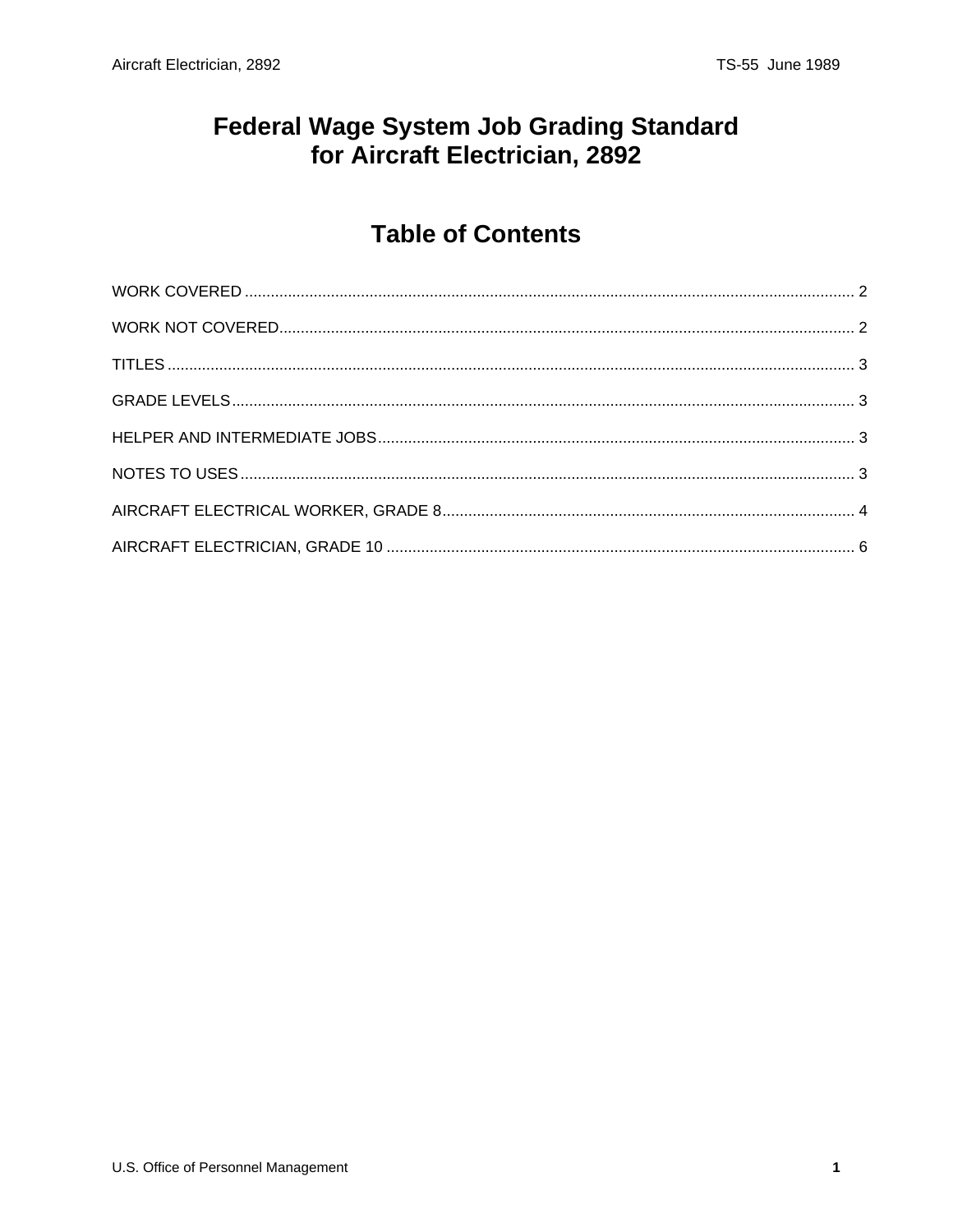# Federal Wage System Job Grading Standard for Aircraft Electrician, 2892

## Table of Contents

WORK COVERED ........................................................................................................................................ 2

WORK NOT COVERED................................................................................................................................. 2

TITLES .......................................................................................................................................................... 3

GRADE LEVELS............................................................................................................................................ 3

HELPER AND INTERMEDIATE JOBS.......................................................................................................... 3

NOTES TO USES .......................................................................................................................................... 3

AIRCRAFT ELECTRICAL WORKER, GRADE 8............................................................................................ 4

AIRCRAFT ELECTRICIAN, GRADE 10 ......................................................................................................... 6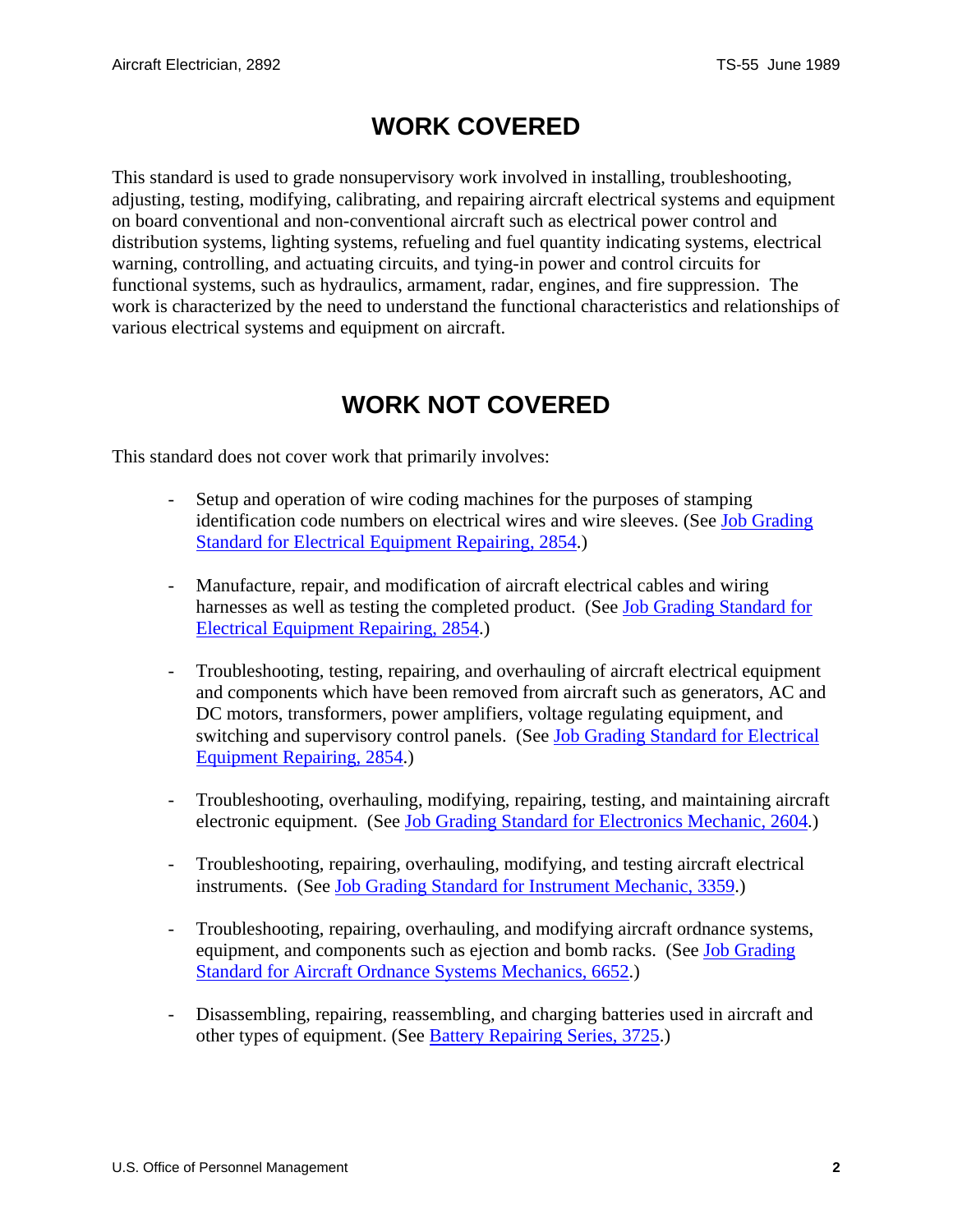# WORK COVERED

This standard is used to grade nonsupervisory work involved in installing, troubleshooting, adjusting, testing, modifying, calibrating, and repairing aircraft electrical systems and equipment on board conventional and non-conventional aircraft such as electrical power control and distribution systems, lighting systems, refueling and fuel quantity indicating systems, electrical warning, controlling, and actuating circuits, and tying-in power and control circuits for functional systems, such as hydraulics, armament, radar, engines, and fire suppression. The work is characterized by the need to understand the functional characteristics and relationships of various electrical systems and equipment on aircraft.

# WORK NOT COVERED

This standard does not cover work that primarily involves:

- Setup and operation of wire coding machines for the purposes of stamping identification code numbers on electrical wires and wire sleeves. (See Job Grading Standard for Electrical Equipment Repairing, 2854.)

- Manufacture, repair, and modification of aircraft electrical cables and wiring harnesses as well as testing the completed product. (See Job Grading Standard for Electrical Equipment Repairing, 2854.)

- Troubleshooting, testing, repairing, and overhauling of aircraft electrical equipment and components which have been removed from aircraft such as generators, AC and DC motors, transformers, power amplifiers, voltage regulating equipment, and switching and supervisory control panels. (See Job Grading Standard for Electrical Equipment Repairing, 2854.)

- Troubleshooting, overhauling, modifying, repairing, testing, and maintaining aircraft electronic equipment. (See Job Grading Standard for Electronics Mechanic, 2604.)

- Troubleshooting, repairing, overhauling, modifying, and testing aircraft electrical instruments. (See Job Grading Standard for Instrument Mechanic, 3359.)

- Troubleshooting, repairing, overhauling, and modifying aircraft ordnance systems, equipment, and components such as ejection and bomb racks. (See Job Grading Standard for Aircraft Ordnance Systems Mechanics, 6652.)

- Disassembling, repairing, reassembling, and charging batteries used in aircraft and other types of equipment. (See Battery Repairing Series, 3725.)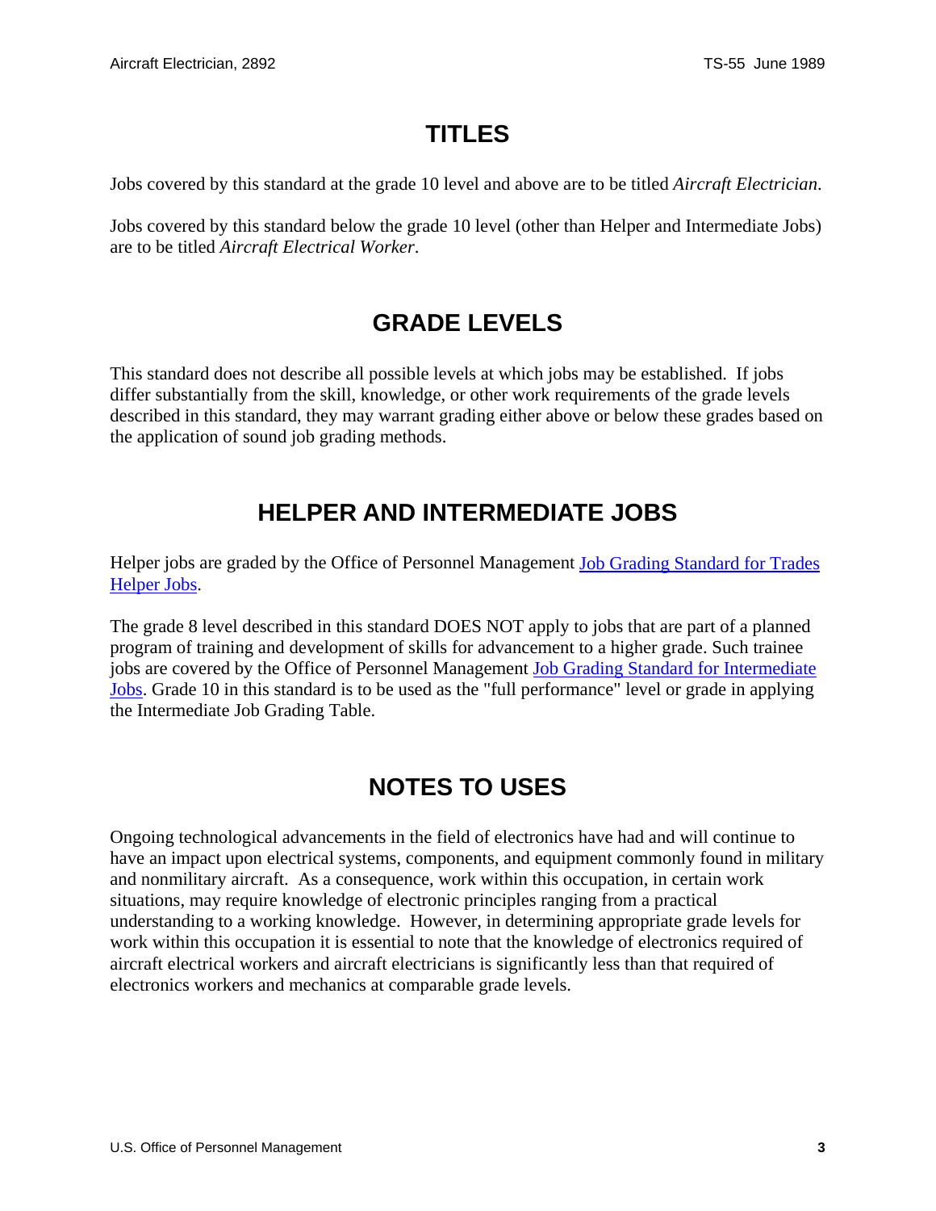## TITLES

Jobs covered by this standard at the grade 10 level and above are to be titled *Aircraft Electrician*.

Jobs covered by this standard below the grade 10 level (other than Helper and Intermediate Jobs) are to be titled *Aircraft Electrical Worker*.

## GRADE LEVELS

This standard does not describe all possible levels at which jobs may be established. If jobs differ substantially from the skill, knowledge, or other work requirements of the grade levels described in this standard, they may warrant grading either above or below these grades based on the application of sound job grading methods.

## HELPER AND INTERMEDIATE JOBS

Helper jobs are graded by the Office of Personnel Management Job Grading Standard for Trades Helper Jobs.

The grade 8 level described in this standard DOES NOT apply to jobs that are part of a planned program of training and development of skills for advancement to a higher grade. Such trainee jobs are covered by the Office of Personnel Management Job Grading Standard for Intermediate Jobs. Grade 10 in this standard is to be used as the "full performance" level or grade in applying the Intermediate Job Grading Table.

## NOTES TO USES

Ongoing technological advancements in the field of electronics have had and will continue to have an impact upon electrical systems, components, and equipment commonly found in military and nonmilitary aircraft. As a consequence, work within this occupation, in certain work situations, may require knowledge of electronic principles ranging from a practical understanding to a working knowledge. However, in determining appropriate grade levels for work within this occupation it is essential to note that the knowledge of electronics required of aircraft electrical workers and aircraft electricians is significantly less than that required of electronics workers and mechanics at comparable grade levels.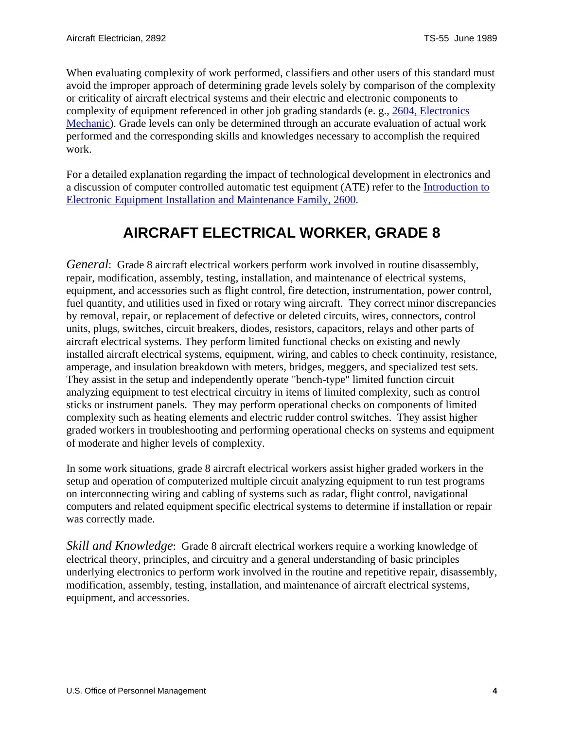When evaluating complexity of work performed, classifiers and other users of this standard must avoid the improper approach of determining grade levels solely by comparison of the complexity or criticality of aircraft electrical systems and their electric and electronic components to complexity of equipment referenced in other job grading standards (e. g., 2604, Electronics Mechanic). Grade levels can only be determined through an accurate evaluation of actual work performed and the corresponding skills and knowledges necessary to accomplish the required work.

For a detailed explanation regarding the impact of technological development in electronics and a discussion of computer controlled automatic test equipment (ATE) refer to the Introduction to Electronic Equipment Installation and Maintenance Family, 2600.

## AIRCRAFT ELECTRICAL WORKER, GRADE 8

*General*: Grade 8 aircraft electrical workers perform work involved in routine disassembly, repair, modification, assembly, testing, installation, and maintenance of electrical systems, equipment, and accessories such as flight control, fire detection, instrumentation, power control, fuel quantity, and utilities used in fixed or rotary wing aircraft. They correct minor discrepancies by removal, repair, or replacement of defective or deleted circuits, wires, connectors, control units, plugs, switches, circuit breakers, diodes, resistors, capacitors, relays and other parts of aircraft electrical systems. They perform limited functional checks on existing and newly installed aircraft electrical systems, equipment, wiring, and cables to check continuity, resistance, amperage, and insulation breakdown with meters, bridges, meggers, and specialized test sets. They assist in the setup and independently operate "bench-type" limited function circuit analyzing equipment to test electrical circuitry in items of limited complexity, such as control sticks or instrument panels. They may perform operational checks on components of limited complexity such as heating elements and electric rudder control switches. They assist higher graded workers in troubleshooting and performing operational checks on systems and equipment of moderate and higher levels of complexity.

In some work situations, grade 8 aircraft electrical workers assist higher graded workers in the setup and operation of computerized multiple circuit analyzing equipment to run test programs on interconnecting wiring and cabling of systems such as radar, flight control, navigational computers and related equipment specific electrical systems to determine if installation or repair was correctly made.

*Skill and Knowledge*: Grade 8 aircraft electrical workers require a working knowledge of electrical theory, principles, and circuitry and a general understanding of basic principles underlying electronics to perform work involved in the routine and repetitive repair, disassembly, modification, assembly, testing, installation, and maintenance of aircraft electrical systems, equipment, and accessories.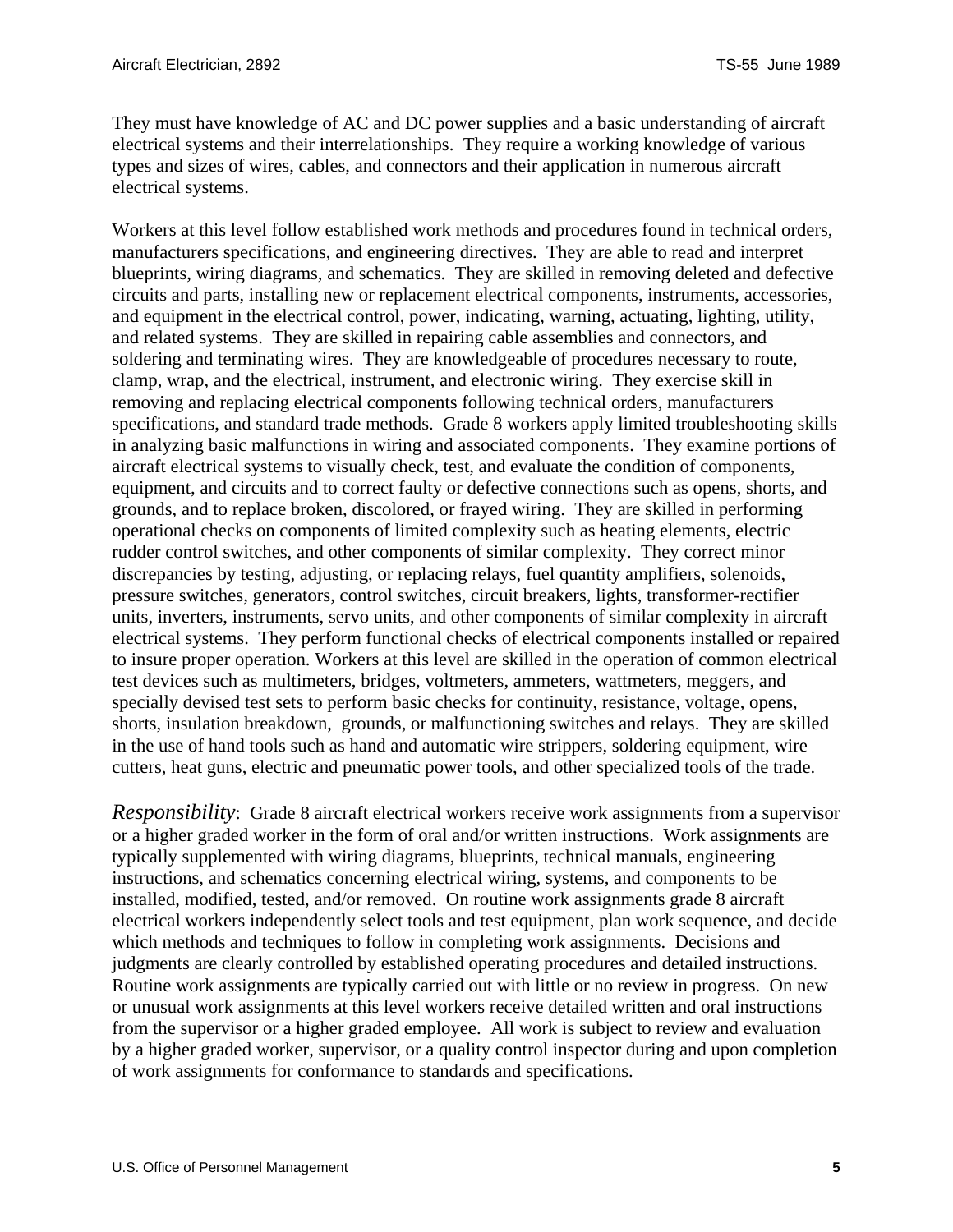They must have knowledge of AC and DC power supplies and a basic understanding of aircraft electrical systems and their interrelationships. They require a working knowledge of various types and sizes of wires, cables, and connectors and their application in numerous aircraft electrical systems.

Workers at this level follow established work methods and procedures found in technical orders, manufacturers specifications, and engineering directives. They are able to read and interpret blueprints, wiring diagrams, and schematics. They are skilled in removing deleted and defective circuits and parts, installing new or replacement electrical components, instruments, accessories, and equipment in the electrical control, power, indicating, warning, actuating, lighting, utility, and related systems. They are skilled in repairing cable assemblies and connectors, and soldering and terminating wires. They are knowledgeable of procedures necessary to route, clamp, wrap, and the electrical, instrument, and electronic wiring. They exercise skill in removing and replacing electrical components following technical orders, manufacturers specifications, and standard trade methods. Grade 8 workers apply limited troubleshooting skills in analyzing basic malfunctions in wiring and associated components. They examine portions of aircraft electrical systems to visually check, test, and evaluate the condition of components, equipment, and circuits and to correct faulty or defective connections such as opens, shorts, and grounds, and to replace broken, discolored, or frayed wiring. They are skilled in performing operational checks on components of limited complexity such as heating elements, electric rudder control switches, and other components of similar complexity. They correct minor discrepancies by testing, adjusting, or replacing relays, fuel quantity amplifiers, solenoids, pressure switches, generators, control switches, circuit breakers, lights, transformer-rectifier units, inverters, instruments, servo units, and other components of similar complexity in aircraft electrical systems. They perform functional checks of electrical components installed or repaired to insure proper operation. Workers at this level are skilled in the operation of common electrical test devices such as multimeters, bridges, voltmeters, ammeters, wattmeters, meggers, and specially devised test sets to perform basic checks for continuity, resistance, voltage, opens, shorts, insulation breakdown, grounds, or malfunctioning switches and relays. They are skilled in the use of hand tools such as hand and automatic wire strippers, soldering equipment, wire cutters, heat guns, electric and pneumatic power tools, and other specialized tools of the trade.

*Responsibility*: Grade 8 aircraft electrical workers receive work assignments from a supervisor or a higher graded worker in the form of oral and/or written instructions. Work assignments are typically supplemented with wiring diagrams, blueprints, technical manuals, engineering instructions, and schematics concerning electrical wiring, systems, and components to be installed, modified, tested, and/or removed. On routine work assignments grade 8 aircraft electrical workers independently select tools and test equipment, plan work sequence, and decide which methods and techniques to follow in completing work assignments. Decisions and judgments are clearly controlled by established operating procedures and detailed instructions. Routine work assignments are typically carried out with little or no review in progress. On new or unusual work assignments at this level workers receive detailed written and oral instructions from the supervisor or a higher graded employee. All work is subject to review and evaluation by a higher graded worker, supervisor, or a quality control inspector during and upon completion of work assignments for conformance to standards and specifications.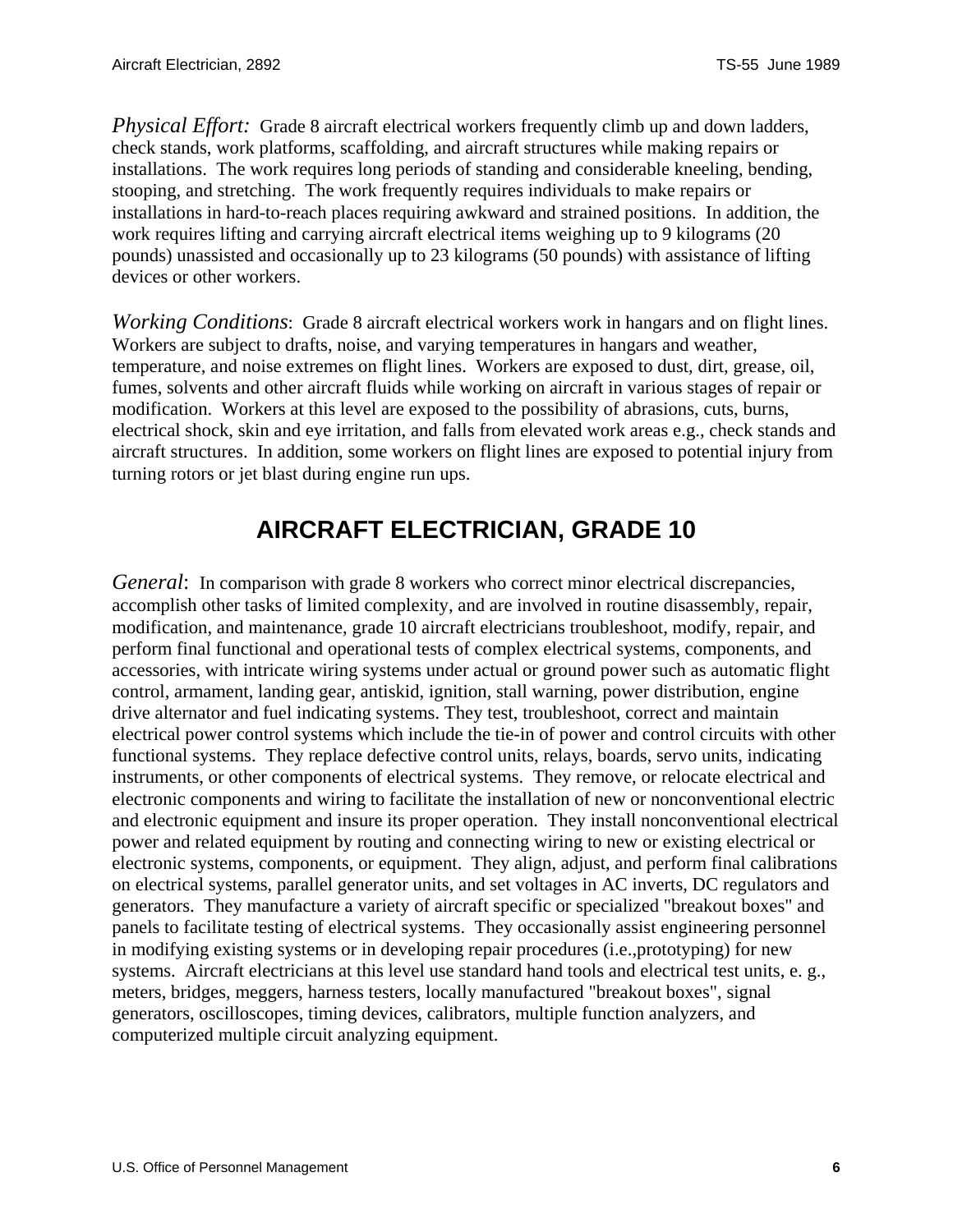*Physical Effort:* Grade 8 aircraft electrical workers frequently climb up and down ladders, check stands, work platforms, scaffolding, and aircraft structures while making repairs or installations. The work requires long periods of standing and considerable kneeling, bending, stooping, and stretching. The work frequently requires individuals to make repairs or installations in hard-to-reach places requiring awkward and strained positions. In addition, the work requires lifting and carrying aircraft electrical items weighing up to 9 kilograms (20 pounds) unassisted and occasionally up to 23 kilograms (50 pounds) with assistance of lifting devices or other workers.

*Working Conditions*: Grade 8 aircraft electrical workers work in hangars and on flight lines. Workers are subject to drafts, noise, and varying temperatures in hangars and weather, temperature, and noise extremes on flight lines. Workers are exposed to dust, dirt, grease, oil, fumes, solvents and other aircraft fluids while working on aircraft in various stages of repair or modification. Workers at this level are exposed to the possibility of abrasions, cuts, burns, electrical shock, skin and eye irritation, and falls from elevated work areas e.g., check stands and aircraft structures. In addition, some workers on flight lines are exposed to potential injury from turning rotors or jet blast during engine run ups.

## AIRCRAFT ELECTRICIAN, GRADE 10

*General*: In comparison with grade 8 workers who correct minor electrical discrepancies, accomplish other tasks of limited complexity, and are involved in routine disassembly, repair, modification, and maintenance, grade 10 aircraft electricians troubleshoot, modify, repair, and perform final functional and operational tests of complex electrical systems, components, and accessories, with intricate wiring systems under actual or ground power such as automatic flight control, armament, landing gear, antiskid, ignition, stall warning, power distribution, engine drive alternator and fuel indicating systems. They test, troubleshoot, correct and maintain electrical power control systems which include the tie-in of power and control circuits with other functional systems. They replace defective control units, relays, boards, servo units, indicating instruments, or other components of electrical systems. They remove, or relocate electrical and electronic components and wiring to facilitate the installation of new or nonconventional electric and electronic equipment and insure its proper operation. They install nonconventional electrical power and related equipment by routing and connecting wiring to new or existing electrical or electronic systems, components, or equipment. They align, adjust, and perform final calibrations on electrical systems, parallel generator units, and set voltages in AC inverts, DC regulators and generators. They manufacture a variety of aircraft specific or specialized "breakout boxes" and panels to facilitate testing of electrical systems. They occasionally assist engineering personnel in modifying existing systems or in developing repair procedures (i.e.,prototyping) for new systems. Aircraft electricians at this level use standard hand tools and electrical test units, e. g., meters, bridges, meggers, harness testers, locally manufactured "breakout boxes", signal generators, oscilloscopes, timing devices, calibrators, multiple function analyzers, and computerized multiple circuit analyzing equipment.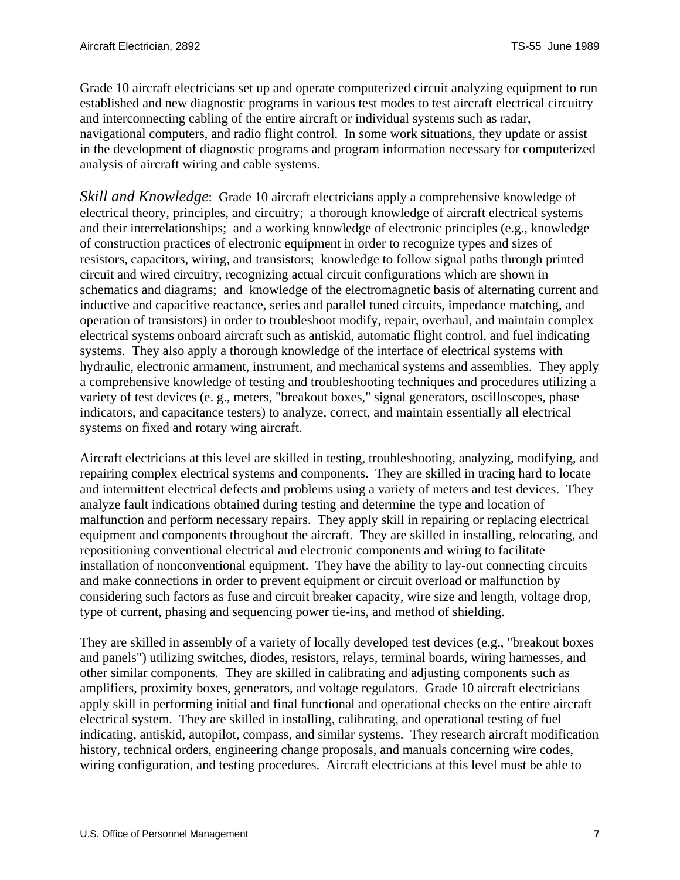Grade 10 aircraft electricians set up and operate computerized circuit analyzing equipment to run established and new diagnostic programs in various test modes to test aircraft electrical circuitry and interconnecting cabling of the entire aircraft or individual systems such as radar, navigational computers, and radio flight control. In some work situations, they update or assist in the development of diagnostic programs and program information necessary for computerized analysis of aircraft wiring and cable systems.

*Skill and Knowledge*: Grade 10 aircraft electricians apply a comprehensive knowledge of electrical theory, principles, and circuitry; a thorough knowledge of aircraft electrical systems and their interrelationships; and a working knowledge of electronic principles (e.g., knowledge of construction practices of electronic equipment in order to recognize types and sizes of resistors, capacitors, wiring, and transistors; knowledge to follow signal paths through printed circuit and wired circuitry, recognizing actual circuit configurations which are shown in schematics and diagrams; and knowledge of the electromagnetic basis of alternating current and inductive and capacitive reactance, series and parallel tuned circuits, impedance matching, and operation of transistors) in order to troubleshoot modify, repair, overhaul, and maintain complex electrical systems onboard aircraft such as antiskid, automatic flight control, and fuel indicating systems. They also apply a thorough knowledge of the interface of electrical systems with hydraulic, electronic armament, instrument, and mechanical systems and assemblies. They apply a comprehensive knowledge of testing and troubleshooting techniques and procedures utilizing a variety of test devices (e. g., meters, "breakout boxes," signal generators, oscilloscopes, phase indicators, and capacitance testers) to analyze, correct, and maintain essentially all electrical systems on fixed and rotary wing aircraft.

Aircraft electricians at this level are skilled in testing, troubleshooting, analyzing, modifying, and repairing complex electrical systems and components. They are skilled in tracing hard to locate and intermittent electrical defects and problems using a variety of meters and test devices. They analyze fault indications obtained during testing and determine the type and location of malfunction and perform necessary repairs. They apply skill in repairing or replacing electrical equipment and components throughout the aircraft. They are skilled in installing, relocating, and repositioning conventional electrical and electronic components and wiring to facilitate installation of nonconventional equipment. They have the ability to lay-out connecting circuits and make connections in order to prevent equipment or circuit overload or malfunction by considering such factors as fuse and circuit breaker capacity, wire size and length, voltage drop, type of current, phasing and sequencing power tie-ins, and method of shielding.

They are skilled in assembly of a variety of locally developed test devices (e.g., "breakout boxes and panels") utilizing switches, diodes, resistors, relays, terminal boards, wiring harnesses, and other similar components. They are skilled in calibrating and adjusting components such as amplifiers, proximity boxes, generators, and voltage regulators. Grade 10 aircraft electricians apply skill in performing initial and final functional and operational checks on the entire aircraft electrical system. They are skilled in installing, calibrating, and operational testing of fuel indicating, antiskid, autopilot, compass, and similar systems. They research aircraft modification history, technical orders, engineering change proposals, and manuals concerning wire codes, wiring configuration, and testing procedures. Aircraft electricians at this level must be able to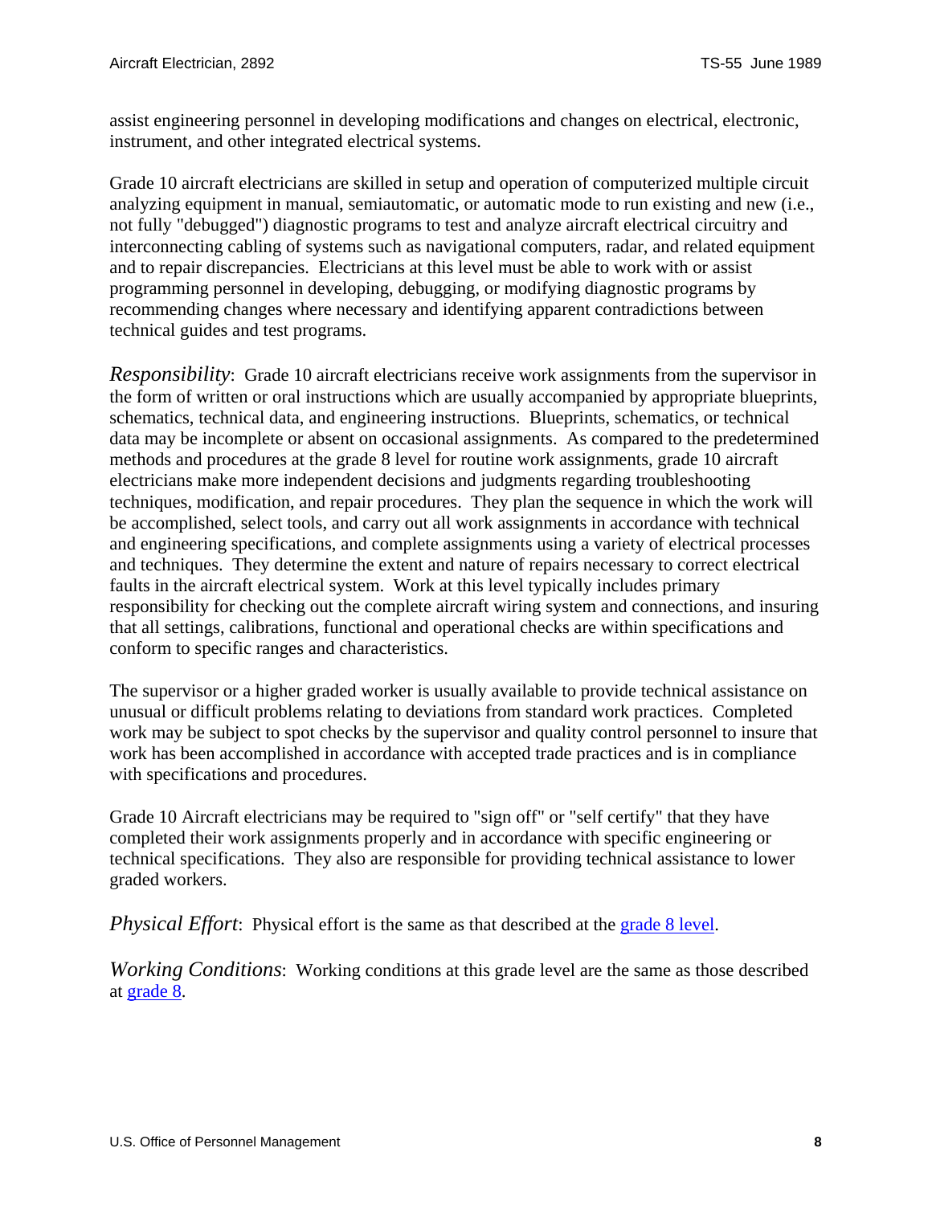assist engineering personnel in developing modifications and changes on electrical, electronic, instrument, and other integrated electrical systems.

Grade 10 aircraft electricians are skilled in setup and operation of computerized multiple circuit analyzing equipment in manual, semiautomatic, or automatic mode to run existing and new (i.e., not fully "debugged") diagnostic programs to test and analyze aircraft electrical circuitry and interconnecting cabling of systems such as navigational computers, radar, and related equipment and to repair discrepancies. Electricians at this level must be able to work with or assist programming personnel in developing, debugging, or modifying diagnostic programs by recommending changes where necessary and identifying apparent contradictions between technical guides and test programs.

*Responsibility*: Grade 10 aircraft electricians receive work assignments from the supervisor in the form of written or oral instructions which are usually accompanied by appropriate blueprints, schematics, technical data, and engineering instructions. Blueprints, schematics, or technical data may be incomplete or absent on occasional assignments. As compared to the predetermined methods and procedures at the grade 8 level for routine work assignments, grade 10 aircraft electricians make more independent decisions and judgments regarding troubleshooting techniques, modification, and repair procedures. They plan the sequence in which the work will be accomplished, select tools, and carry out all work assignments in accordance with technical and engineering specifications, and complete assignments using a variety of electrical processes and techniques. They determine the extent and nature of repairs necessary to correct electrical faults in the aircraft electrical system. Work at this level typically includes primary responsibility for checking out the complete aircraft wiring system and connections, and insuring that all settings, calibrations, functional and operational checks are within specifications and conform to specific ranges and characteristics.

The supervisor or a higher graded worker is usually available to provide technical assistance on unusual or difficult problems relating to deviations from standard work practices. Completed work may be subject to spot checks by the supervisor and quality control personnel to insure that work has been accomplished in accordance with accepted trade practices and is in compliance with specifications and procedures.

Grade 10 Aircraft electricians may be required to "sign off" or "self certify" that they have completed their work assignments properly and in accordance with specific engineering or technical specifications. They also are responsible for providing technical assistance to lower graded workers.

*Physical Effort*: Physical effort is the same as that described at the grade 8 level.

*Working Conditions*: Working conditions at this grade level are the same as those described at grade 8.